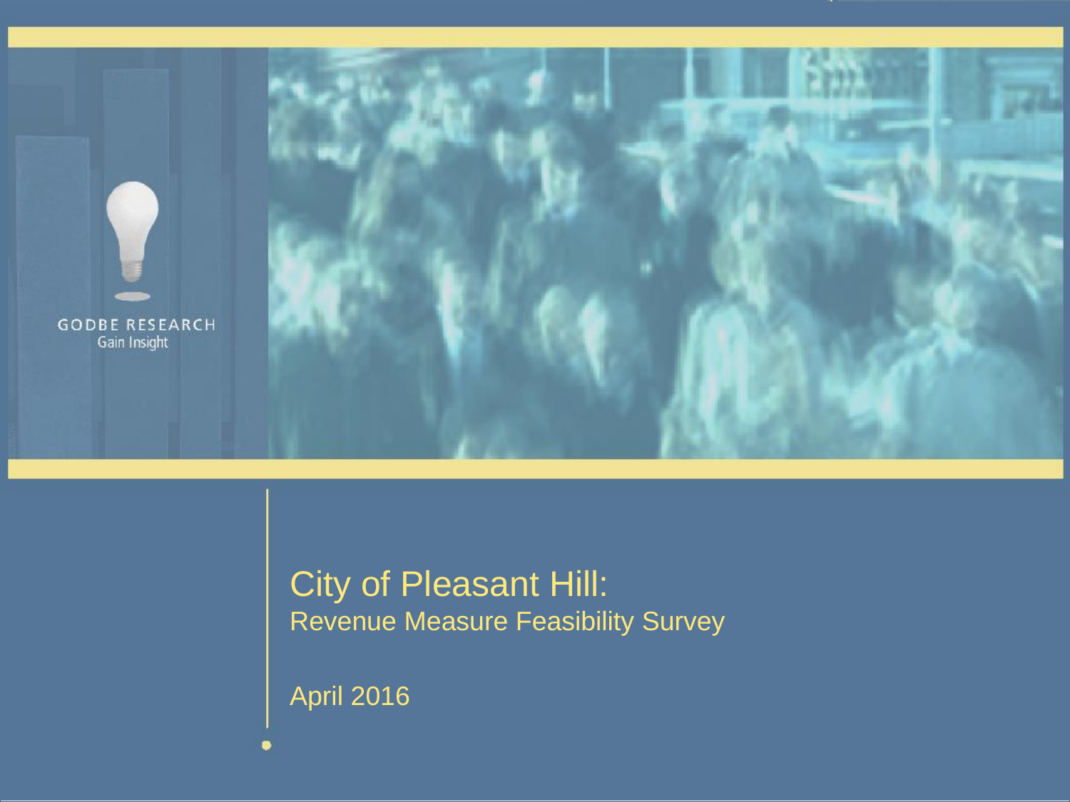GODBE RESEARCH
Gain Insight

# City of Pleasant Hill:

## Revenue Measure Feasibility Survey

April 2016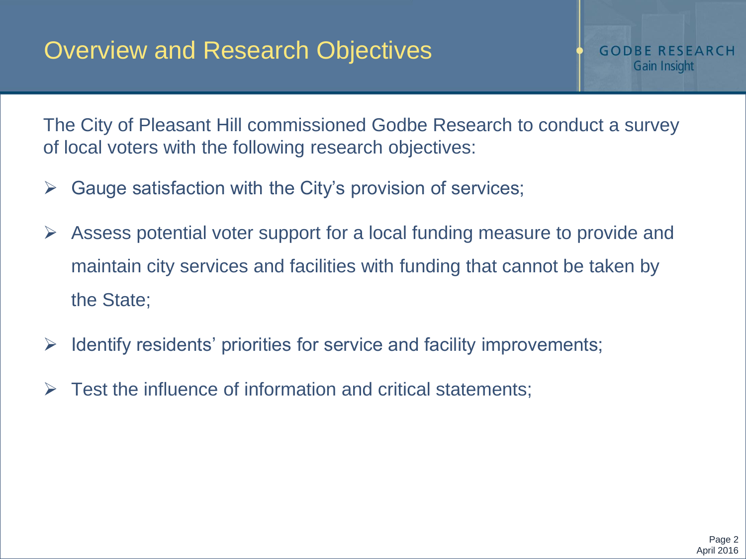# Overview and Research Objectives

GODBE RESEARCH
Gain Insight

The City of Pleasant Hill commissioned Godbe Research to conduct a survey of local voters with the following research objectives:

- Gauge satisfaction with the City's provision of services;
- Assess potential voter support for a local funding measure to provide and maintain city services and facilities with funding that cannot be taken by the State;
- Identify residents' priorities for service and facility improvements;
- Test the influence of information and critical statements;

April 2016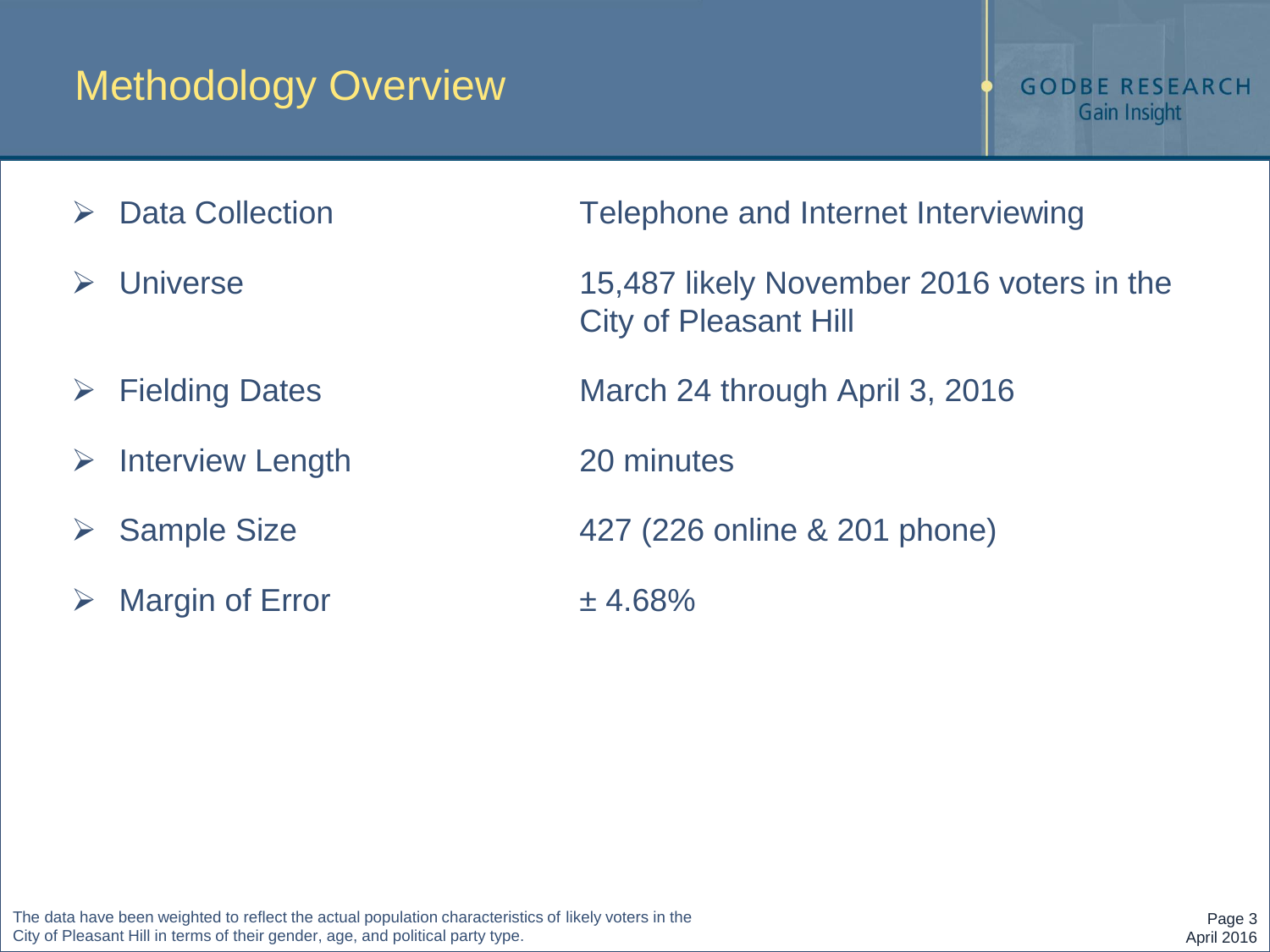# Methodology Overview

| | |
|---|---|
| Data Collection | Telephone and Internet Interviewing |
| Universe | 15,487 likely November 2016 voters in the City of Pleasant Hill |
| Fielding Dates | March 24 through April 3, 2016 |
| Interview Length | 20 minutes |
| Sample Size | 427 (226 online & 201 phone) |
| Margin of Error | ± 4.68% |

The data have been weighted to reflect the actual population characteristics of likely voters in the City of Pleasant Hill in terms of their gender, age, and political party type.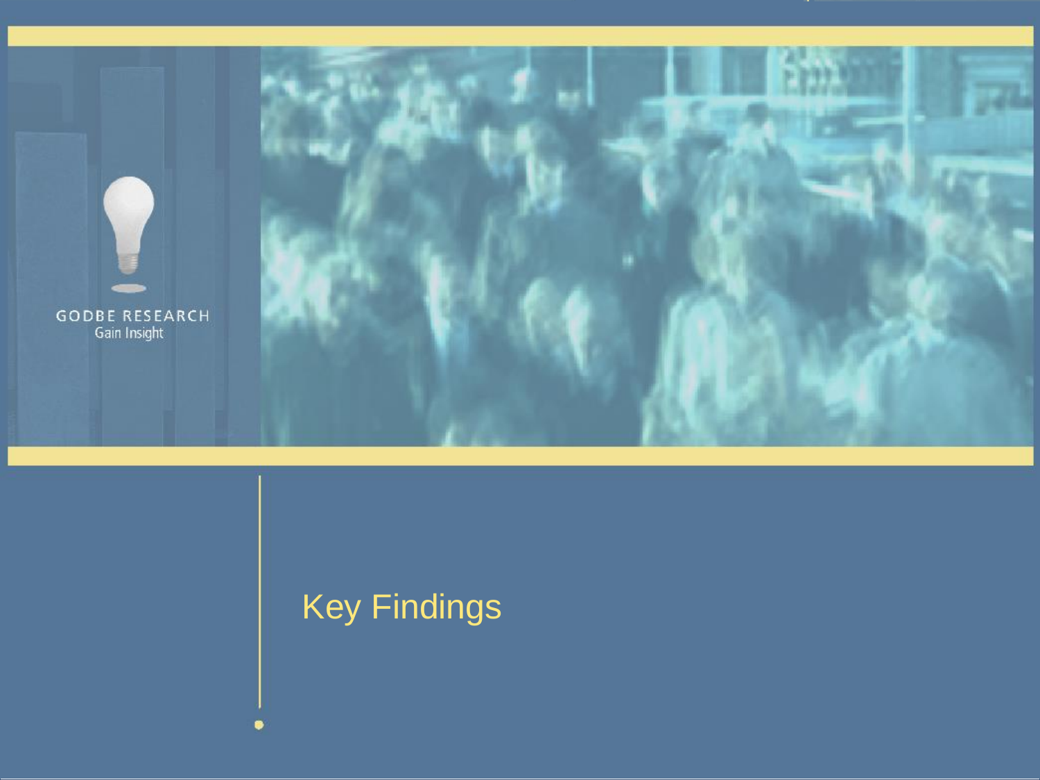# Key Findings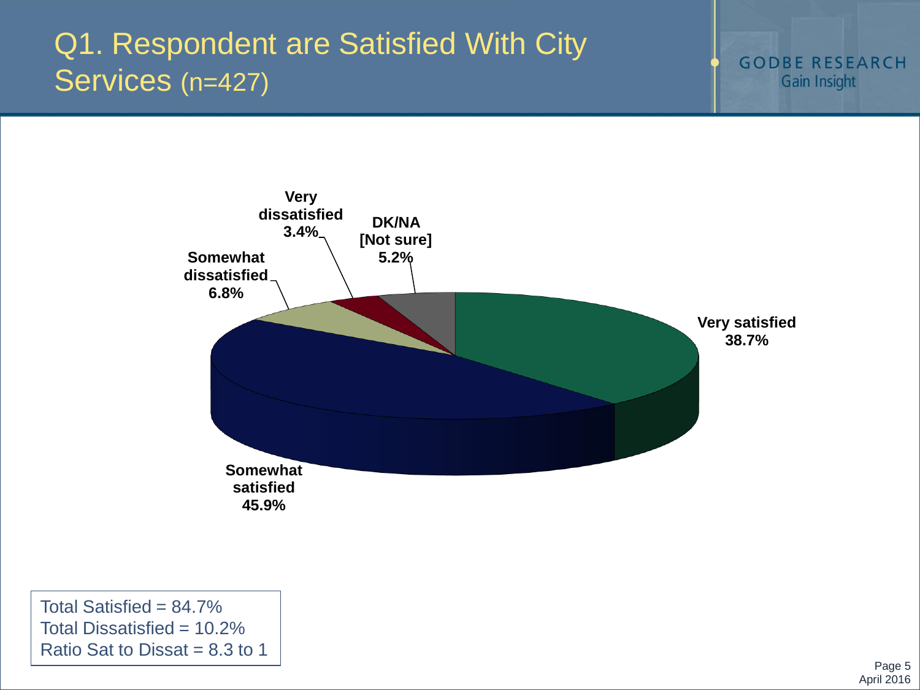# Q1. Respondent are Satisfied With City Services (n=427)

| Response | Percent |
|---|---|
| Very satisfied | 38.7% |
| Somewhat satisfied | 45.9% |
| Somewhat dissatisfied | 6.8% |
| Very dissatisfied | 3.4% |
| DK/NA [Not sure] | 5.2% |

Total Satisfied = 84.7%
Total Dissatisfied = 10.2%
Ratio Sat to Dissat = 8.3 to 1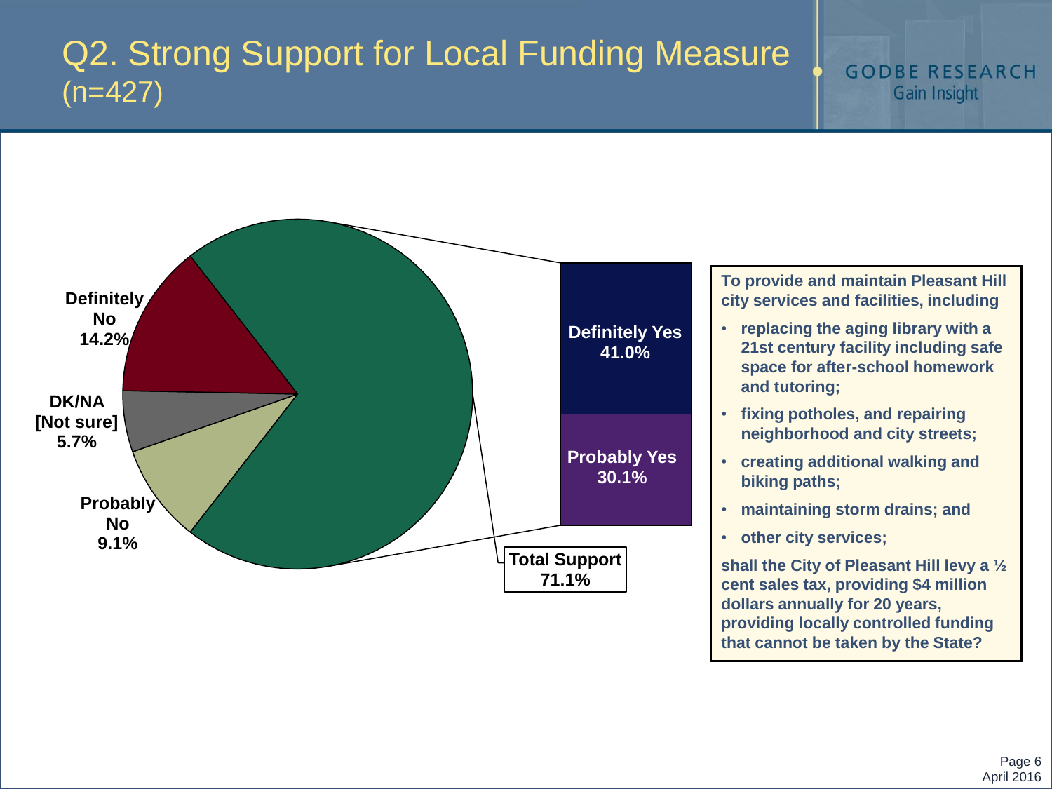# Q2. Strong Support for Local Funding Measure (n=427)

GODBE RESEARCH
Gain Insight

| Response | Percent |
|---|---|
| Definitely Yes | 41.0% |
| Probably Yes | 30.1% |
| **Total Support** | **71.1%** |
| Probably No | 9.1% |
| DK/NA [Not sure] | 5.7% |
| Definitely No | 14.2% |

**To provide and maintain Pleasant Hill city services and facilities, including**

- **replacing the aging library with a 21st century facility including safe space for after-school homework and tutoring;**
- **fixing potholes, and repairing neighborhood and city streets;**
- **creating additional walking and biking paths;**
- **maintaining storm drains; and**
- **other city services;**

**shall the City of Pleasant Hill levy a ½ cent sales tax, providing $4 million dollars annually for 20 years, providing locally controlled funding that cannot be taken by the State?**

April 2016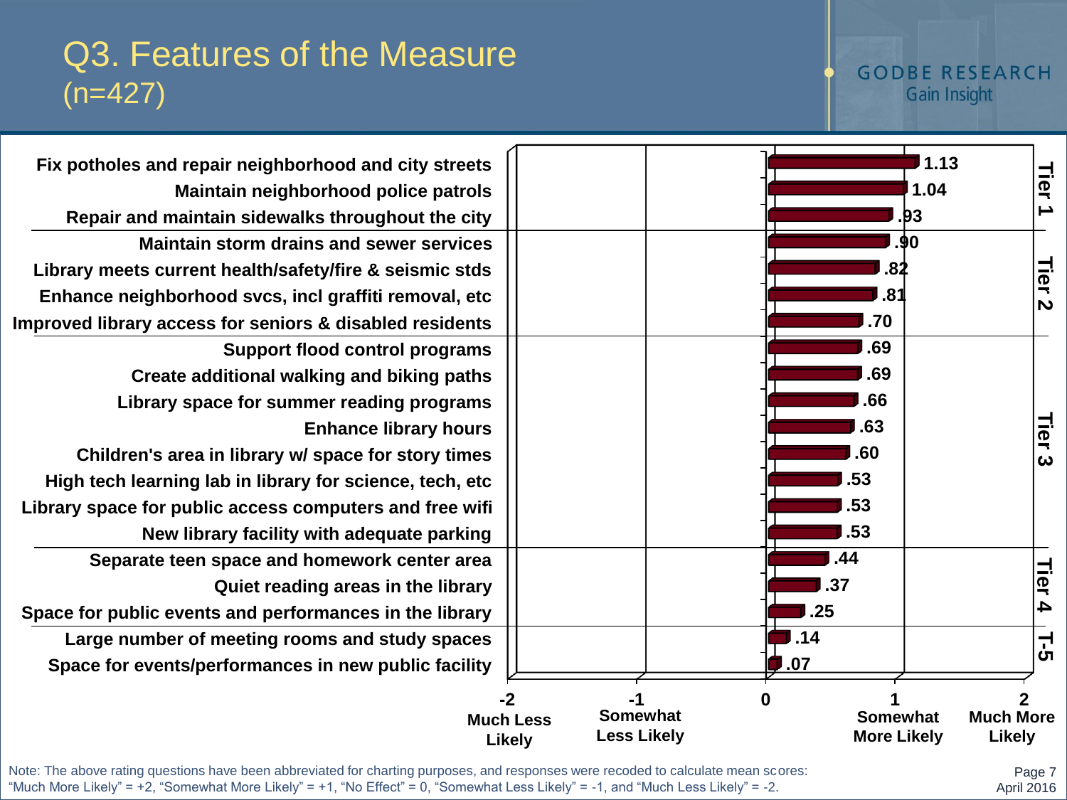# Q3. Features of the Measure (n=427)

GODBE RESEARCH
Gain Insight

| Tier | Feature | Mean Score |
|---|---|---|
| Tier 1 | Fix potholes and repair neighborhood and city streets | 1.13 |
| Tier 1 | Maintain neighborhood police patrols | 1.04 |
| Tier 1 | Repair and maintain sidewalks throughout the city | .93 |
| Tier 2 | Maintain storm drains and sewer services | .90 |
| Tier 2 | Library meets current health/safety/fire & seismic stds | .82 |
| Tier 2 | Enhance neighborhood svcs, incl graffiti removal, etc | .81 |
| Tier 2 | Improved library access for seniors & disabled residents | .70 |
| Tier 3 | Support flood control programs | .69 |
| Tier 3 | Create additional walking and biking paths | .69 |
| Tier 3 | Library space for summer reading programs | .66 |
| Tier 3 | Enhance library hours | .63 |
| Tier 3 | Children's area in library w/ space for story times | .60 |
| Tier 3 | High tech learning lab in library for science, tech, etc | .53 |
| Tier 3 | Library space for public access computers and free wifi | .53 |
| Tier 3 | New library facility with adequate parking | .53 |
| Tier 4 | Separate teen space and homework center area | .44 |
| Tier 4 | Quiet reading areas in the library | .37 |
| Tier 4 | Space for public events and performances in the library | .25 |
| T-5 | Large number of meeting rooms and study spaces | .14 |
| T-5 | Space for events/performances in new public facility | .07 |

Scale: -2 Much Less Likely; -1 Somewhat Less Likely; 0; 1 Somewhat More Likely; 2 Much More Likely

Note: The above rating questions have been abbreviated for charting purposes, and responses were recoded to calculate mean scores: "Much More Likely" = +2, "Somewhat More Likely" = +1, "No Effect" = 0, "Somewhat Less Likely" = -1, and "Much Less Likely" = -2.

April 2016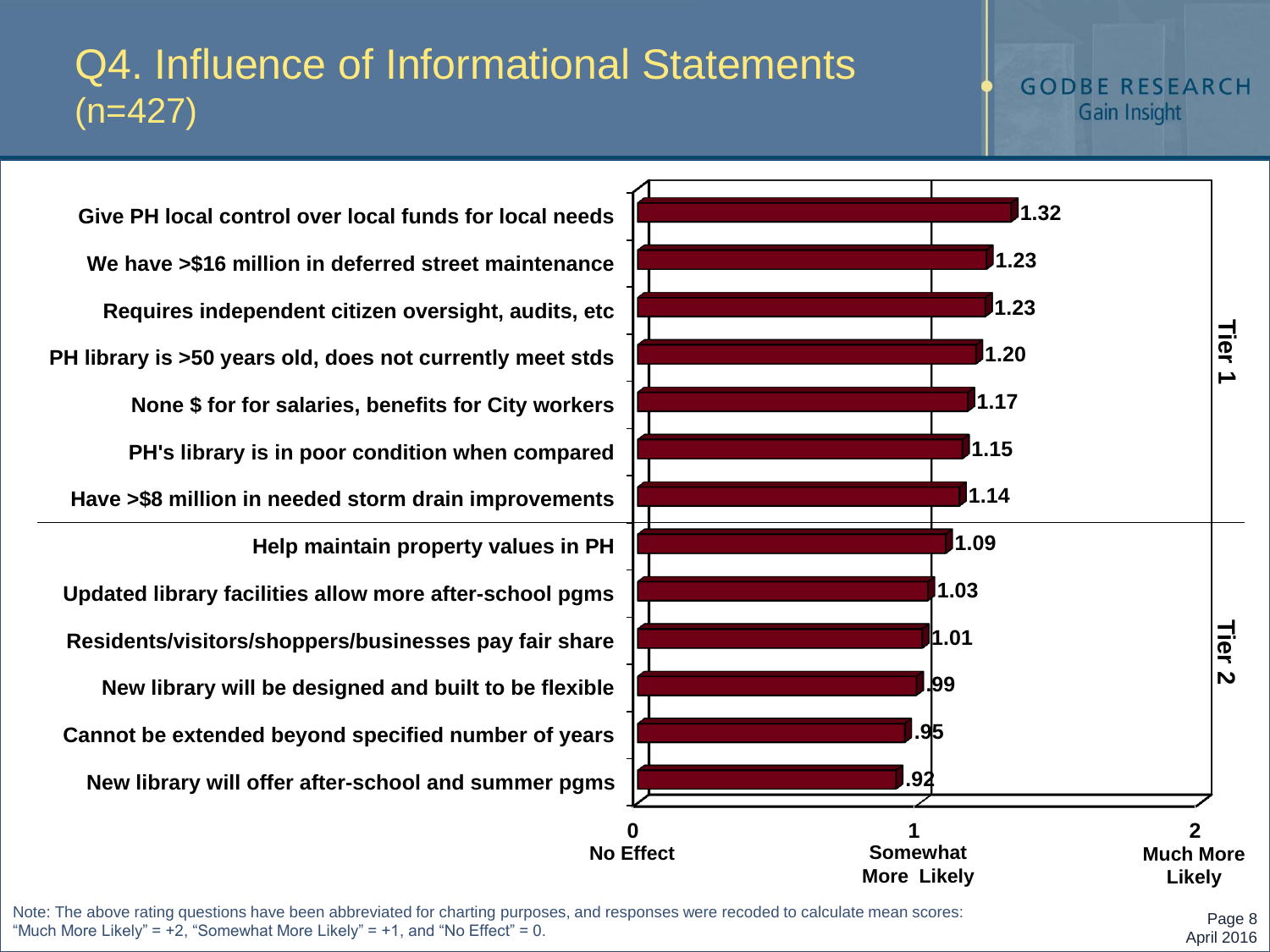# Q4. Influence of Informational Statements (n=427)

GODBE RESEARCH
Gain Insight

| Statement | Mean Score | Tier |
|---|---|---|
| Give PH local control over local funds for local needs | 1.32 | Tier 1 |
| We have >$16 million in deferred street maintenance | 1.23 | Tier 1 |
| Requires independent citizen oversight, audits, etc | 1.23 | Tier 1 |
| PH library is >50 years old, does not currently meet stds | 1.20 | Tier 1 |
| None $ for for salaries, benefits for City workers | 1.17 | Tier 1 |
| PH's library is in poor condition when compared | 1.15 | Tier 1 |
| Have >$8 million in needed storm drain improvements | 1.14 | Tier 1 |
| Help maintain property values in PH | 1.09 | Tier 2 |
| Updated library facilities allow more after-school pgms | 1.03 | Tier 2 |
| Residents/visitors/shoppers/businesses pay fair share | 1.01 | Tier 2 |
| New library will be designed and built to be flexible | .99 | Tier 2 |
| Cannot be extended beyond specified number of years | .95 | Tier 2 |
| New library will offer after-school and summer pgms | .92 | Tier 2 |

Scale: 0 = No Effect; 1 = Somewhat More Likely; 2 = Much More Likely

Note: The above rating questions have been abbreviated for charting purposes, and responses were recoded to calculate mean scores: "Much More Likely" = +2, "Somewhat More Likely" = +1, and "No Effect" = 0.

April 2016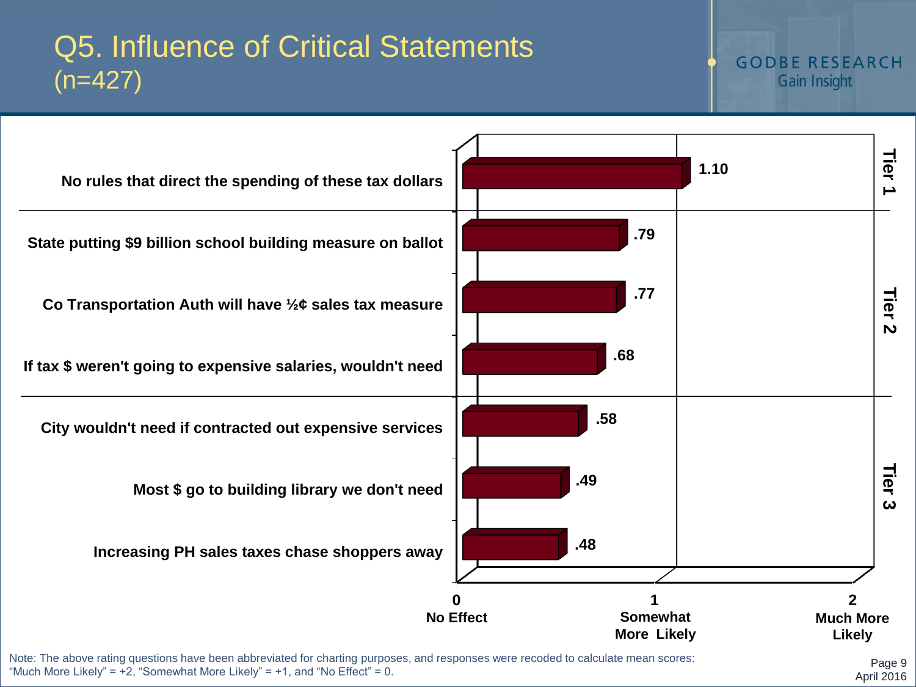# Q5. Influence of Critical Statements (n=427)

GODBE RESEARCH
Gain Insight

| Tier | Statement | Mean Score |
|---|---|---|
| Tier 1 | No rules that direct the spending of these tax dollars | 1.10 |
| Tier 2 | State putting $9 billion school building measure on ballot | .79 |
| Tier 2 | Co Transportation Auth will have ½¢ sales tax measure | .77 |
| Tier 2 | If tax $ weren't going to expensive salaries, wouldn't need | .68 |
| Tier 3 | City wouldn't need if contracted out expensive services | .58 |
| Tier 3 | Most $ go to building library we don't need | .49 |
| Tier 3 | Increasing PH sales taxes chase shoppers away | .48 |

Scale: 0 = No Effect, 1 = Somewhat More Likely, 2 = Much More Likely

Note: The above rating questions have been abbreviated for charting purposes, and responses were recoded to calculate mean scores: "Much More Likely" = +2, "Somewhat More Likely" = +1, and "No Effect" = 0.

April 2016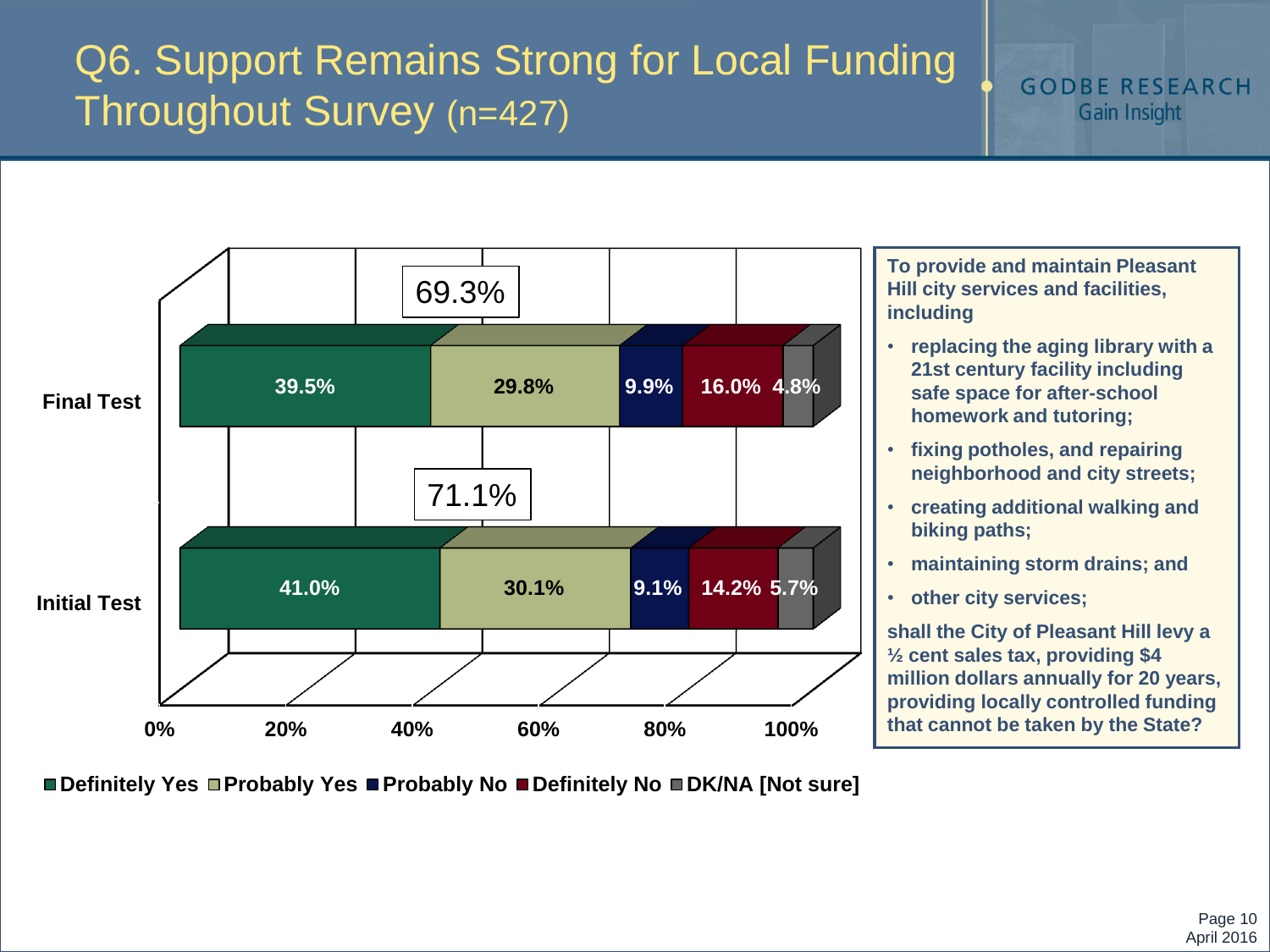# Q6. Support Remains Strong for Local Funding Throughout Survey (n=427)

GODBE RESEARCH
Gain Insight

| | Definitely Yes | Probably Yes | Probably No | Definitely No | DK/NA [Not sure] | Total Yes |
|---|---|---|---|---|---|---|
| Final Test | 39.5% | 29.8% | 9.9% | 16.0% | 4.8% | 69.3% |
| Initial Test | 41.0% | 30.1% | 9.1% | 14.2% | 5.7% | 71.1% |

**To provide and maintain Pleasant Hill city services and facilities, including**

- **replacing the aging library with a 21st century facility including safe space for after-school homework and tutoring;**
- **fixing potholes, and repairing neighborhood and city streets;**
- **creating additional walking and biking paths;**
- **maintaining storm drains; and**
- **other city services;**

**shall the City of Pleasant Hill levy a ½ cent sales tax, providing $4 million dollars annually for 20 years, providing locally controlled funding that cannot be taken by the State?**

April 2016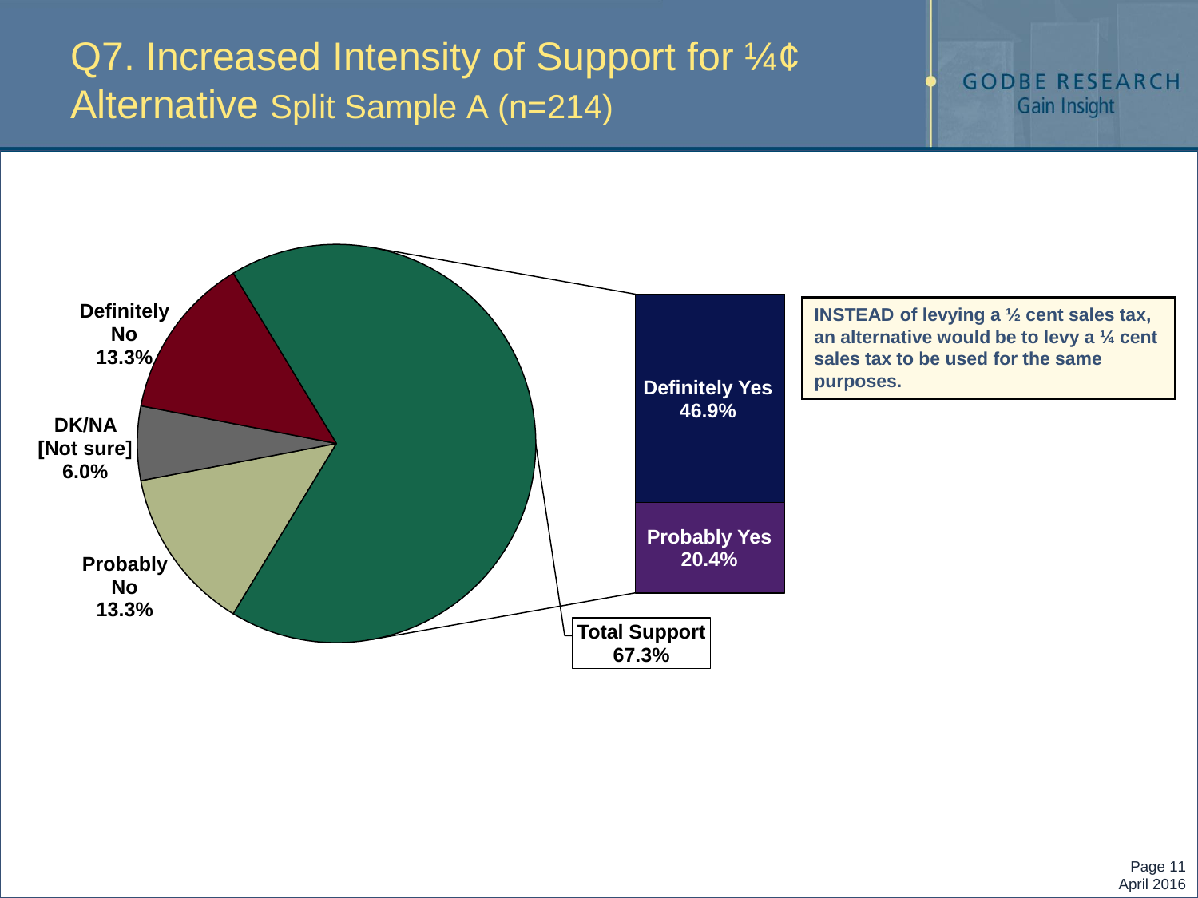# Q7. Increased Intensity of Support for ¼¢ Alternative Split Sample A (n=214)

GODBE RESEARCH
Gain Insight

**INSTEAD of levying a ½ cent sales tax, an alternative would be to levy a ¼ cent sales tax to be used for the same purposes.**

| Response | Percent |
| --- | --- |
| Definitely Yes | 46.9% |
| Probably Yes | 20.4% |
| **Total Support** | **67.3%** |
| Probably No | 13.3% |
| Definitely No | 13.3% |
| DK/NA [Not sure] | 6.0% |

April 2016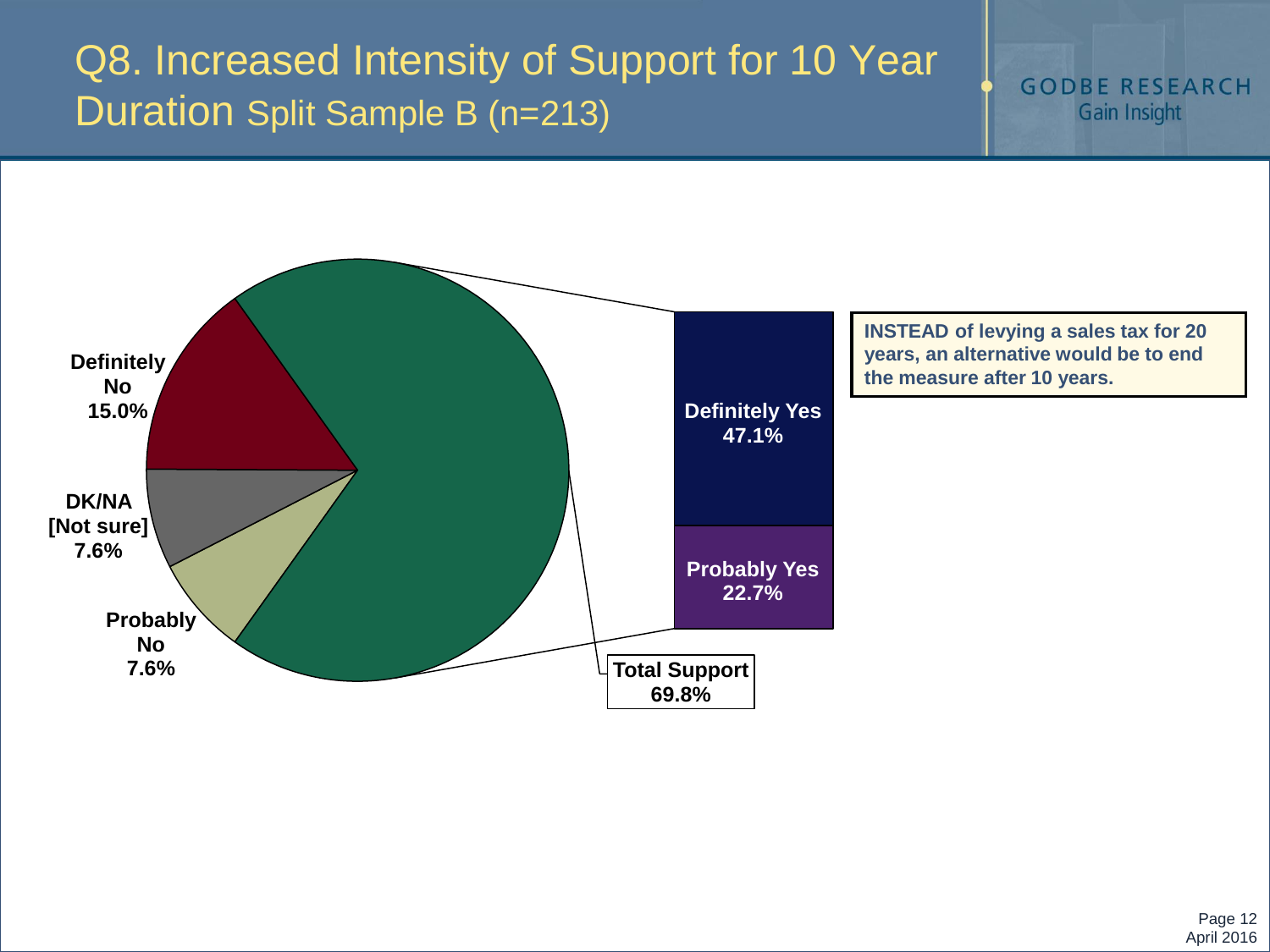# Q8. Increased Intensity of Support for 10 Year Duration Split Sample B (n=213)

GODBE RESEARCH
Gain Insight

**INSTEAD of levying a sales tax for 20 years, an alternative would be to end the measure after 10 years.**

| Response | Percent |
| --- | --- |
| Definitely Yes | 47.1% |
| Probably Yes | 22.7% |
| **Total Support** | **69.8%** |
| Probably No | 7.6% |
| Definitely No | 15.0% |
| DK/NA [Not sure] | 7.6% |

April 2016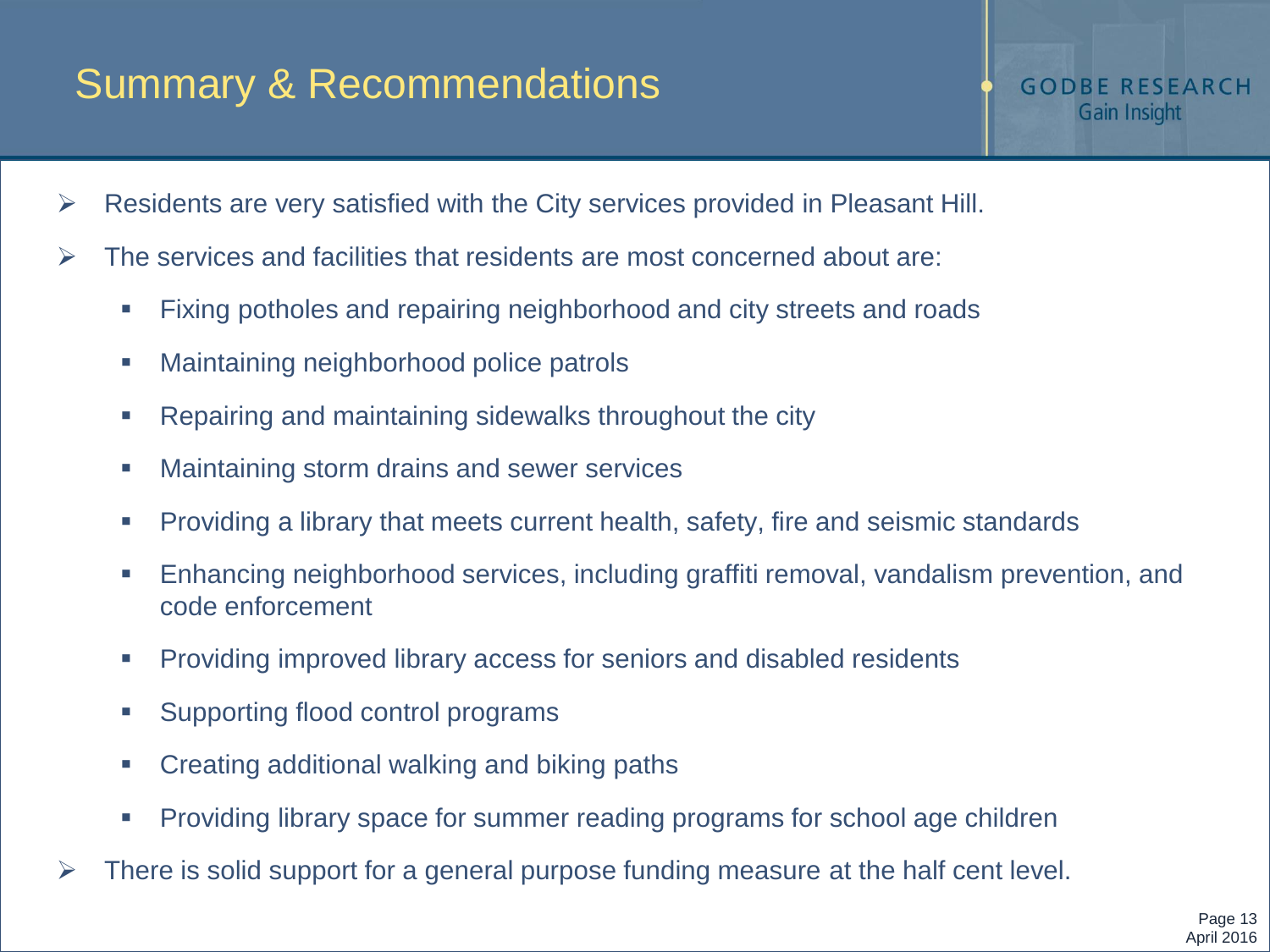# Summary & Recommendations

- Residents are very satisfied with the City services provided in Pleasant Hill.
- The services and facilities that residents are most concerned about are:
  - Fixing potholes and repairing neighborhood and city streets and roads
  - Maintaining neighborhood police patrols
  - Repairing and maintaining sidewalks throughout the city
  - Maintaining storm drains and sewer services
  - Providing a library that meets current health, safety, fire and seismic standards
  - Enhancing neighborhood services, including graffiti removal, vandalism prevention, and code enforcement
  - Providing improved library access for seniors and disabled residents
  - Supporting flood control programs
  - Creating additional walking and biking paths
  - Providing library space for summer reading programs for school age children
- There is solid support for a general purpose funding measure at the half cent level.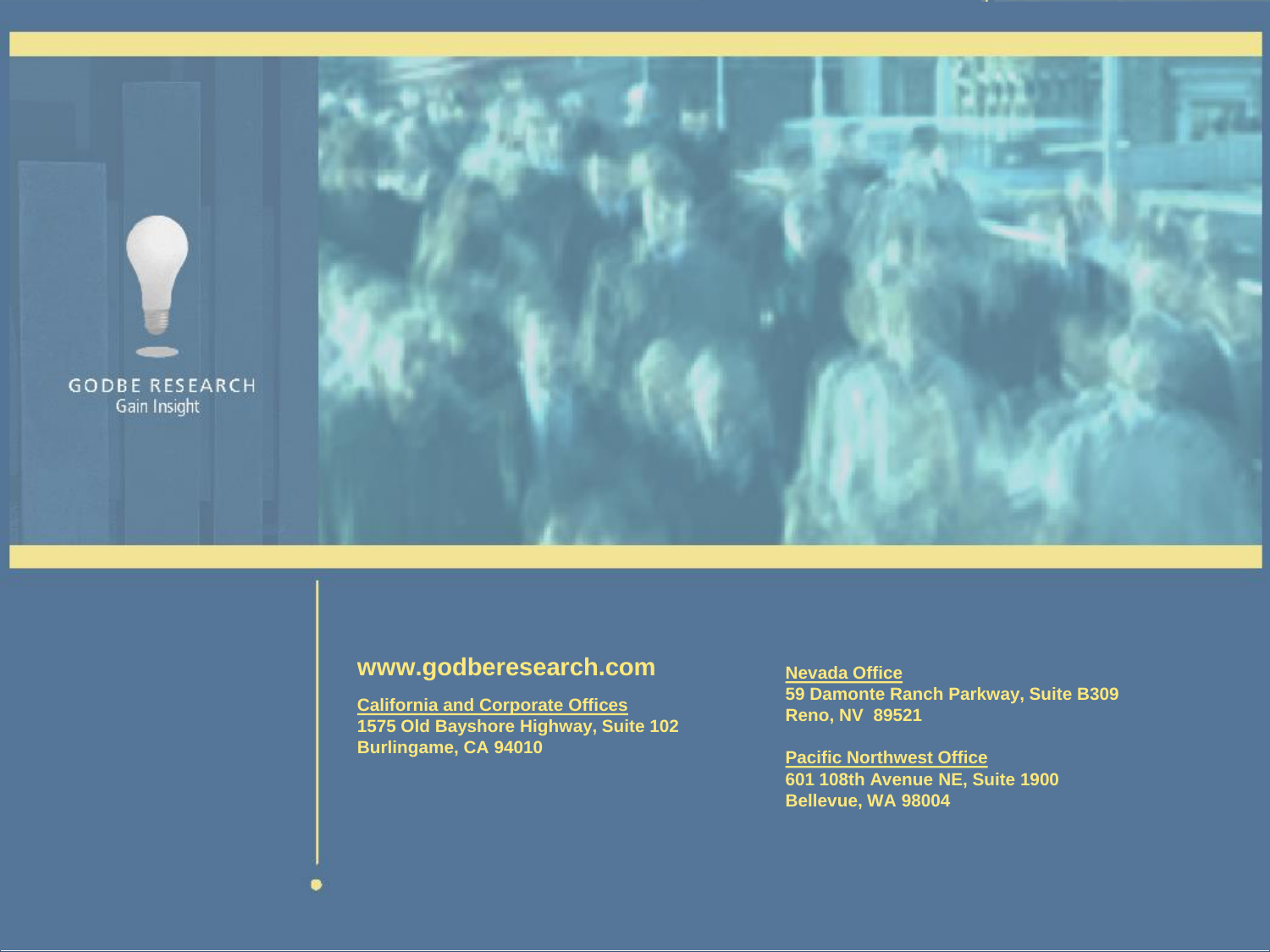GODBE RESEARCH
Gain Insight

**www.godberesearch.com**

**California and Corporate Offices**
**1575 Old Bayshore Highway, Suite 102**
**Burlingame, CA 94010**

**Nevada Office**
**59 Damonte Ranch Parkway, Suite B309**
**Reno, NV 89521**

**Pacific Northwest Office**
**601 108th Avenue NE, Suite 1900**
**Bellevue, WA 98004**